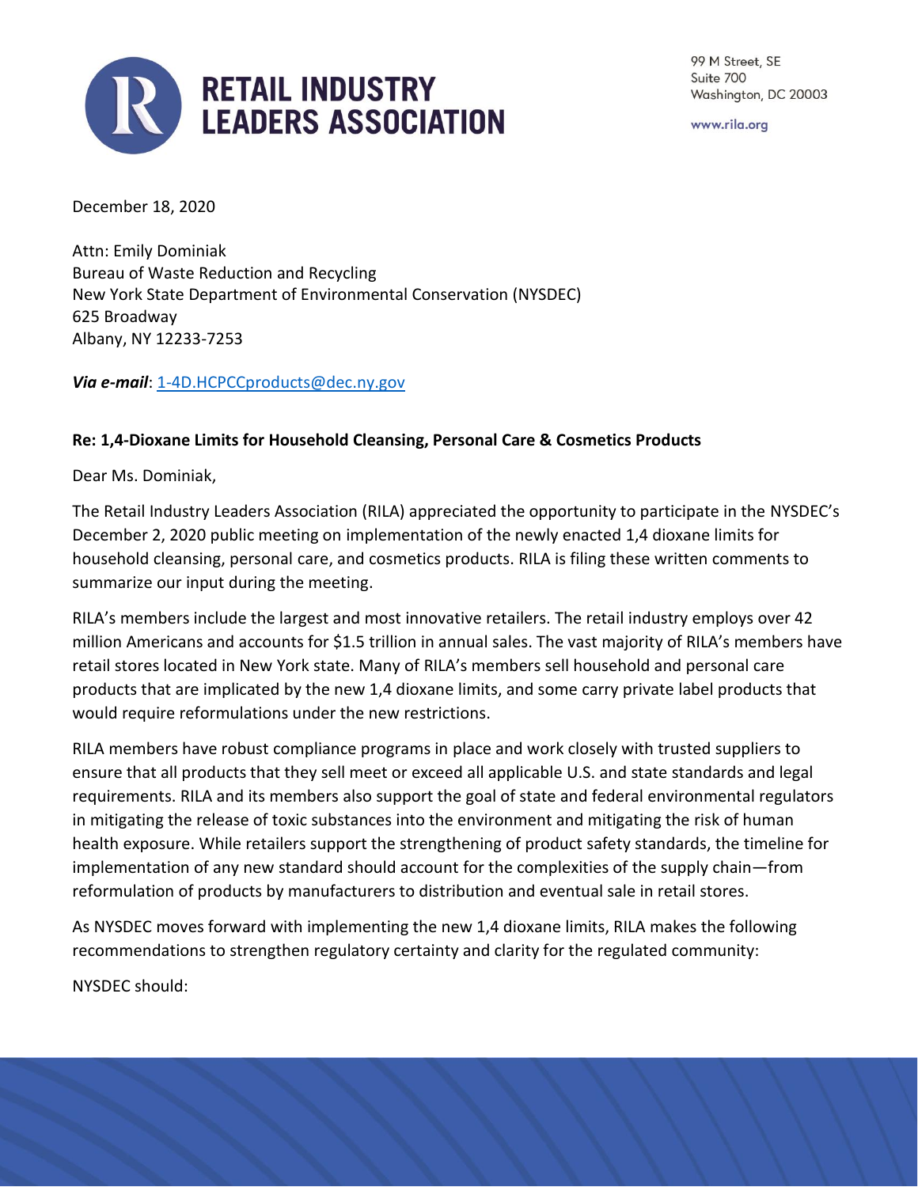# RETAIL INDUSTRY LEADERS ASSOCIATION

99 M Street, SE
Suite 700
Washington, DC 20003

www.rila.org

December 18, 2020

Attn: Emily Dominiak
Bureau of Waste Reduction and Recycling
New York State Department of Environmental Conservation (NYSDEC)
625 Broadway
Albany, NY 12233-7253

***Via e-mail***: 1-4D.HCPCCproducts@dec.ny.gov

**Re: 1,4-Dioxane Limits for Household Cleansing, Personal Care & Cosmetics Products**

Dear Ms. Dominiak,

The Retail Industry Leaders Association (RILA) appreciated the opportunity to participate in the NYSDEC's December 2, 2020 public meeting on implementation of the newly enacted 1,4 dioxane limits for household cleansing, personal care, and cosmetics products. RILA is filing these written comments to summarize our input during the meeting.

RILA's members include the largest and most innovative retailers. The retail industry employs over 42 million Americans and accounts for $1.5 trillion in annual sales. The vast majority of RILA's members have retail stores located in New York state. Many of RILA's members sell household and personal care products that are implicated by the new 1,4 dioxane limits, and some carry private label products that would require reformulations under the new restrictions.

RILA members have robust compliance programs in place and work closely with trusted suppliers to ensure that all products that they sell meet or exceed all applicable U.S. and state standards and legal requirements. RILA and its members also support the goal of state and federal environmental regulators in mitigating the release of toxic substances into the environment and mitigating the risk of human health exposure. While retailers support the strengthening of product safety standards, the timeline for implementation of any new standard should account for the complexities of the supply chain—from reformulation of products by manufacturers to distribution and eventual sale in retail stores.

As NYSDEC moves forward with implementing the new 1,4 dioxane limits, RILA makes the following recommendations to strengthen regulatory certainty and clarity for the regulated community:

NYSDEC should: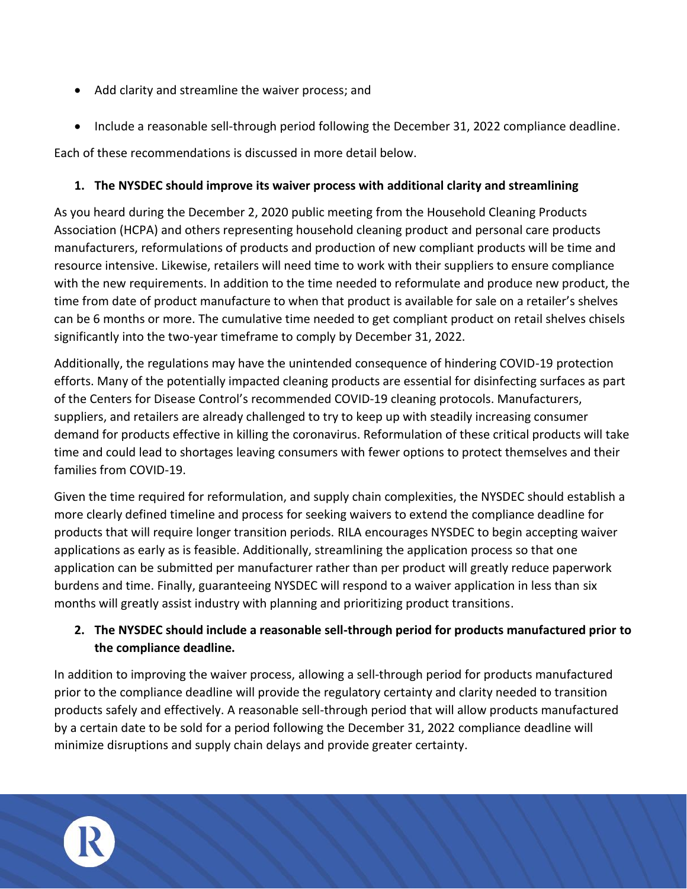- Add clarity and streamline the waiver process; and
- Include a reasonable sell-through period following the December 31, 2022 compliance deadline.

Each of these recommendations is discussed in more detail below.

**1. The NYSDEC should improve its waiver process with additional clarity and streamlining**

As you heard during the December 2, 2020 public meeting from the Household Cleaning Products Association (HCPA) and others representing household cleaning product and personal care products manufacturers, reformulations of products and production of new compliant products will be time and resource intensive. Likewise, retailers will need time to work with their suppliers to ensure compliance with the new requirements. In addition to the time needed to reformulate and produce new product, the time from date of product manufacture to when that product is available for sale on a retailer's shelves can be 6 months or more. The cumulative time needed to get compliant product on retail shelves chisels significantly into the two-year timeframe to comply by December 31, 2022.

Additionally, the regulations may have the unintended consequence of hindering COVID-19 protection efforts. Many of the potentially impacted cleaning products are essential for disinfecting surfaces as part of the Centers for Disease Control's recommended COVID-19 cleaning protocols. Manufacturers, suppliers, and retailers are already challenged to try to keep up with steadily increasing consumer demand for products effective in killing the coronavirus. Reformulation of these critical products will take time and could lead to shortages leaving consumers with fewer options to protect themselves and their families from COVID-19.

Given the time required for reformulation, and supply chain complexities, the NYSDEC should establish a more clearly defined timeline and process for seeking waivers to extend the compliance deadline for products that will require longer transition periods. RILA encourages NYSDEC to begin accepting waiver applications as early as is feasible. Additionally, streamlining the application process so that one application can be submitted per manufacturer rather than per product will greatly reduce paperwork burdens and time. Finally, guaranteeing NYSDEC will respond to a waiver application in less than six months will greatly assist industry with planning and prioritizing product transitions.

**2. The NYSDEC should include a reasonable sell-through period for products manufactured prior to the compliance deadline.**

In addition to improving the waiver process, allowing a sell-through period for products manufactured prior to the compliance deadline will provide the regulatory certainty and clarity needed to transition products safely and effectively. A reasonable sell-through period that will allow products manufactured by a certain date to be sold for a period following the December 31, 2022 compliance deadline will minimize disruptions and supply chain delays and provide greater certainty.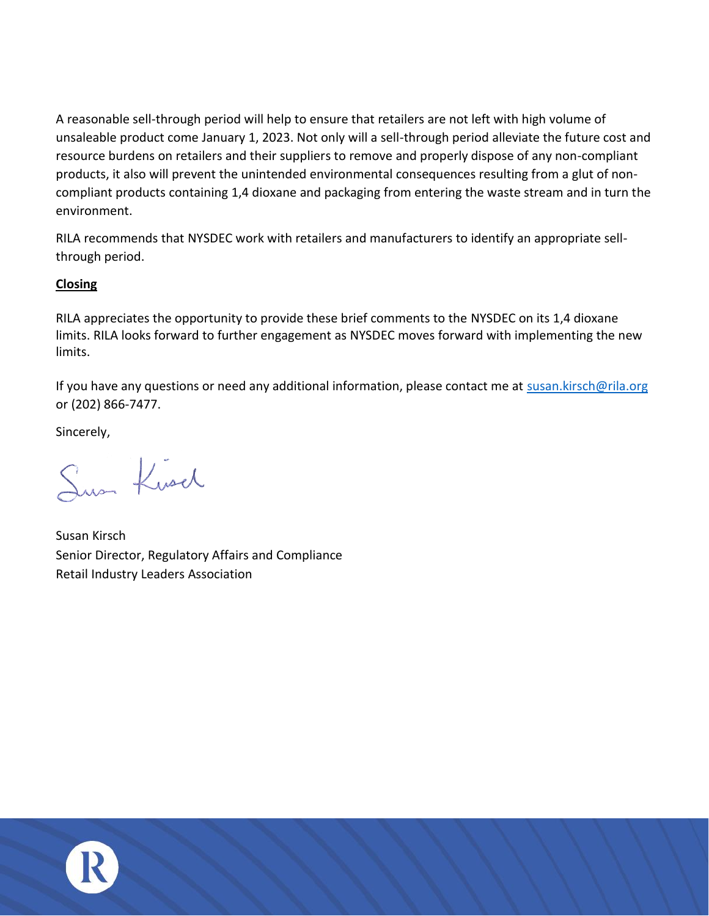A reasonable sell-through period will help to ensure that retailers are not left with high volume of unsaleable product come January 1, 2023. Not only will a sell-through period alleviate the future cost and resource burdens on retailers and their suppliers to remove and properly dispose of any non-compliant products, it also will prevent the unintended environmental consequences resulting from a glut of non-compliant products containing 1,4 dioxane and packaging from entering the waste stream and in turn the environment.

RILA recommends that NYSDEC work with retailers and manufacturers to identify an appropriate sell-through period.

**Closing**

RILA appreciates the opportunity to provide these brief comments to the NYSDEC on its 1,4 dioxane limits. RILA looks forward to further engagement as NYSDEC moves forward with implementing the new limits.

If you have any questions or need any additional information, please contact me at susan.kirsch@rila.org or (202) 866-7477.

Sincerely,

Susan Kirsch
Senior Director, Regulatory Affairs and Compliance
Retail Industry Leaders Association